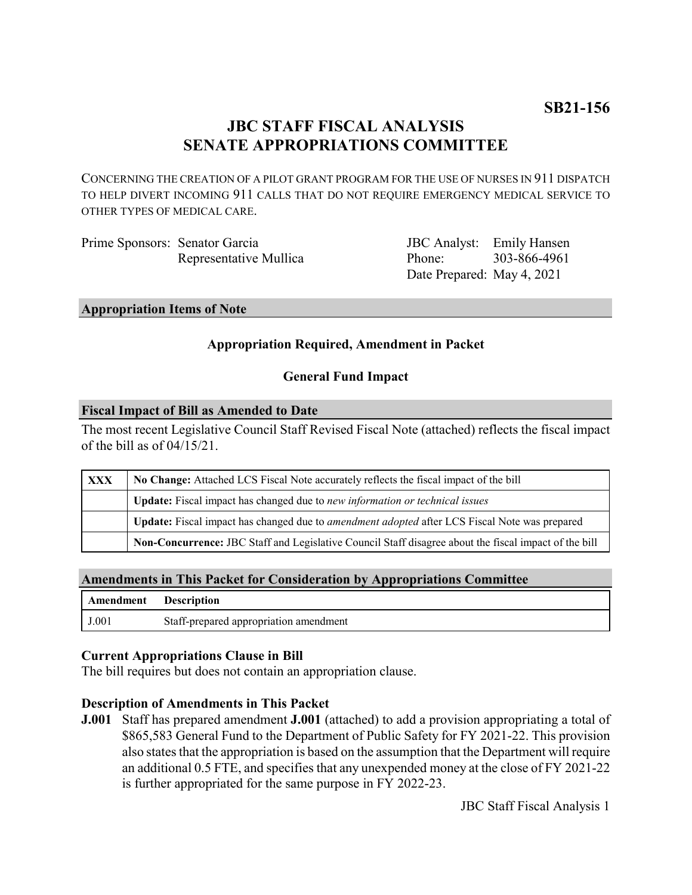**SB21-156**

# JBC STAFF FISCAL ANALYSIS
# SENATE APPROPRIATIONS COMMITTEE

CONCERNING THE CREATION OF A PILOT GRANT PROGRAM FOR THE USE OF NURSES IN 911 DISPATCH TO HELP DIVERT INCOMING 911 CALLS THAT DO NOT REQUIRE EMERGENCY MEDICAL SERVICE TO OTHER TYPES OF MEDICAL CARE.

| | | | |
|---|---|---|---|
| Prime Sponsors: | Senator Garcia | JBC Analyst: | Emily Hansen |
| | Representative Mullica | Phone: | 303-866-4961 |
| | | Date Prepared: | May 4, 2021 |

## Appropriation Items of Note

**Appropriation Required, Amendment in Packet**

**General Fund Impact**

## Fiscal Impact of Bill as Amended to Date

The most recent Legislative Council Staff Revised Fiscal Note (attached) reflects the fiscal impact of the bill as of 04/15/21.

| | |
|---|---|
| **XXX** | **No Change:** Attached LCS Fiscal Note accurately reflects the fiscal impact of the bill |
| | **Update:** Fiscal impact has changed due to *new information or technical issues* |
| | **Update:** Fiscal impact has changed due to *amendment adopted* after LCS Fiscal Note was prepared |
| | **Non-Concurrence:** JBC Staff and Legislative Council Staff disagree about the fiscal impact of the bill |

## Amendments in This Packet for Consideration by Appropriations Committee

| Amendment | Description |
|---|---|
| J.001 | Staff-prepared appropriation amendment |

### Current Appropriations Clause in Bill

The bill requires but does not contain an appropriation clause.

### Description of Amendments in This Packet

**J.001** Staff has prepared amendment **J.001** (attached) to add a provision appropriating a total of $865,583 General Fund to the Department of Public Safety for FY 2021-22. This provision also states that the appropriation is based on the assumption that the Department will require an additional 0.5 FTE, and specifies that any unexpended money at the close of FY 2021-22 is further appropriated for the same purpose in FY 2022-23.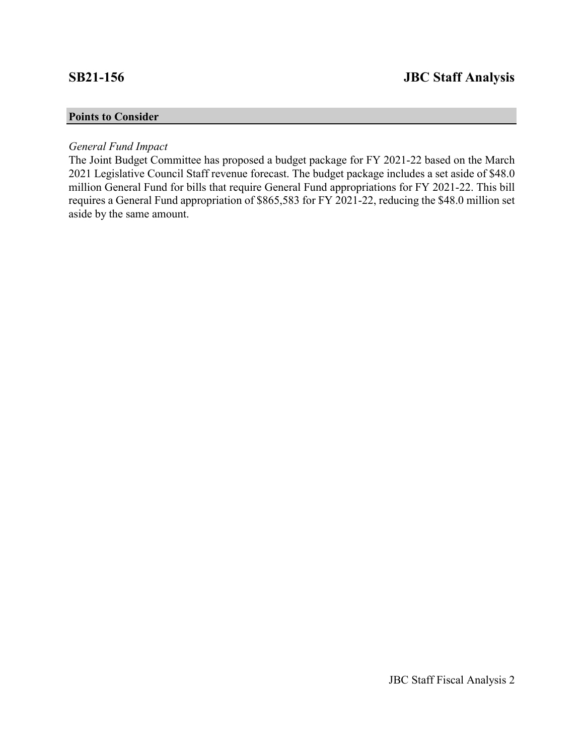## Points to Consider

*General Fund Impact*

The Joint Budget Committee has proposed a budget package for FY 2021-22 based on the March 2021 Legislative Council Staff revenue forecast. The budget package includes a set aside of $48.0 million General Fund for bills that require General Fund appropriations for FY 2021-22. This bill requires a General Fund appropriation of $865,583 for FY 2021-22, reducing the $48.0 million set aside by the same amount.